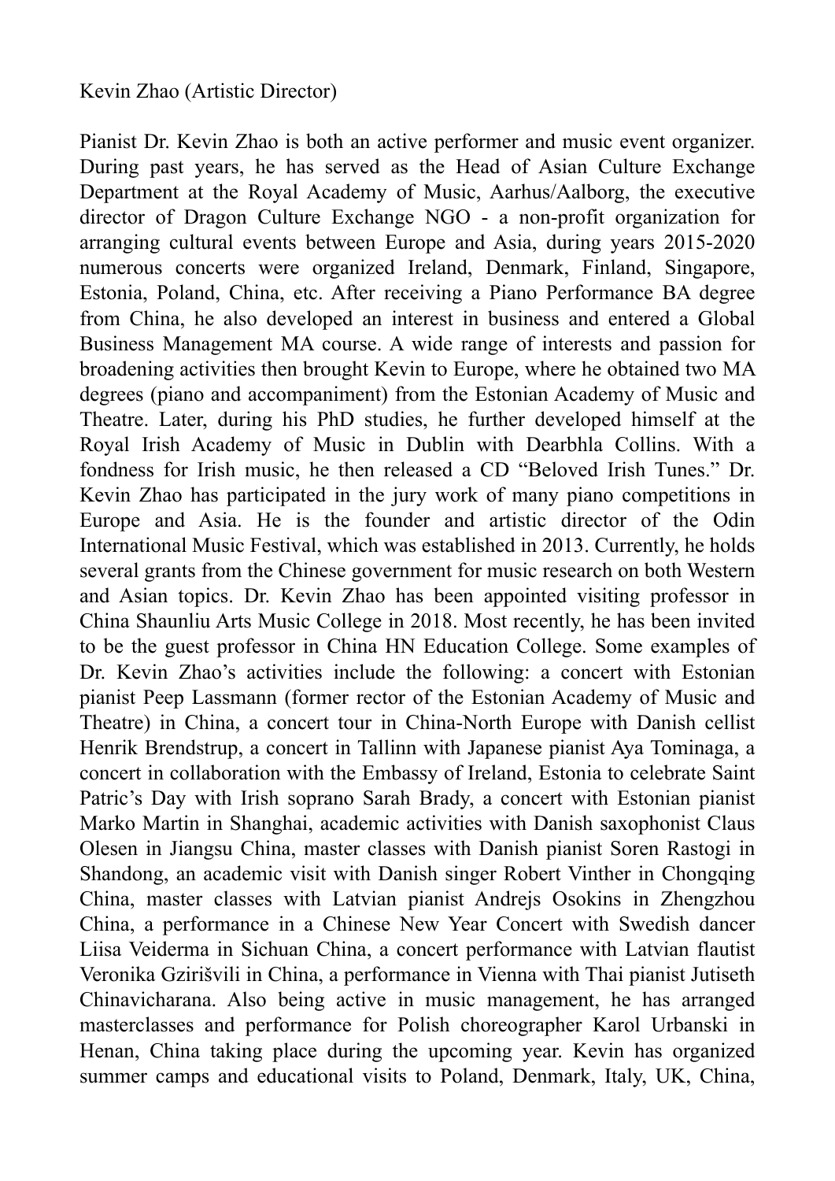Kevin Zhao (Artistic Director)

Pianist Dr. Kevin Zhao is both an active performer and music event organizer. During past years, he has served as the Head of Asian Culture Exchange Department at the Royal Academy of Music, Aarhus/Aalborg, the executive director of Dragon Culture Exchange NGO - a non-profit organization for arranging cultural events between Europe and Asia, during years 2015-2020 numerous concerts were organized Ireland, Denmark, Finland, Singapore, Estonia, Poland, China, etc. After receiving a Piano Performance BA degree from China, he also developed an interest in business and entered a Global Business Management MA course. A wide range of interests and passion for broadening activities then brought Kevin to Europe, where he obtained two MA degrees (piano and accompaniment) from the Estonian Academy of Music and Theatre. Later, during his PhD studies, he further developed himself at the Royal Irish Academy of Music in Dublin with Dearbhla Collins. With a fondness for Irish music, he then released a CD "Beloved Irish Tunes." Dr. Kevin Zhao has participated in the jury work of many piano competitions in Europe and Asia. He is the founder and artistic director of the Odin International Music Festival, which was established in 2013. Currently, he holds several grants from the Chinese government for music research on both Western and Asian topics. Dr. Kevin Zhao has been appointed visiting professor in China Shaunliu Arts Music College in 2018. Most recently, he has been invited to be the guest professor in China HN Education College. Some examples of Dr. Kevin Zhao's activities include the following: a concert with Estonian pianist Peep Lassmann (former rector of the Estonian Academy of Music and Theatre) in China, a concert tour in China-North Europe with Danish cellist Henrik Brendstrup, a concert in Tallinn with Japanese pianist Aya Tominaga, a concert in collaboration with the Embassy of Ireland, Estonia to celebrate Saint Patric's Day with Irish soprano Sarah Brady, a concert with Estonian pianist Marko Martin in Shanghai, academic activities with Danish saxophonist Claus Olesen in Jiangsu China, master classes with Danish pianist Soren Rastogi in Shandong, an academic visit with Danish singer Robert Vinther in Chongqing China, master classes with Latvian pianist Andrejs Osokins in Zhengzhou China, a performance in a Chinese New Year Concert with Swedish dancer Liisa Veiderma in Sichuan China, a concert performance with Latvian flautist Veronika Gzirišvili in China, a performance in Vienna with Thai pianist Jutiseth Chinavicharana. Also being active in music management, he has arranged masterclasses and performance for Polish choreographer Karol Urbanski in Henan, China taking place during the upcoming year. Kevin has organized summer camps and educational visits to Poland, Denmark, Italy, UK, China,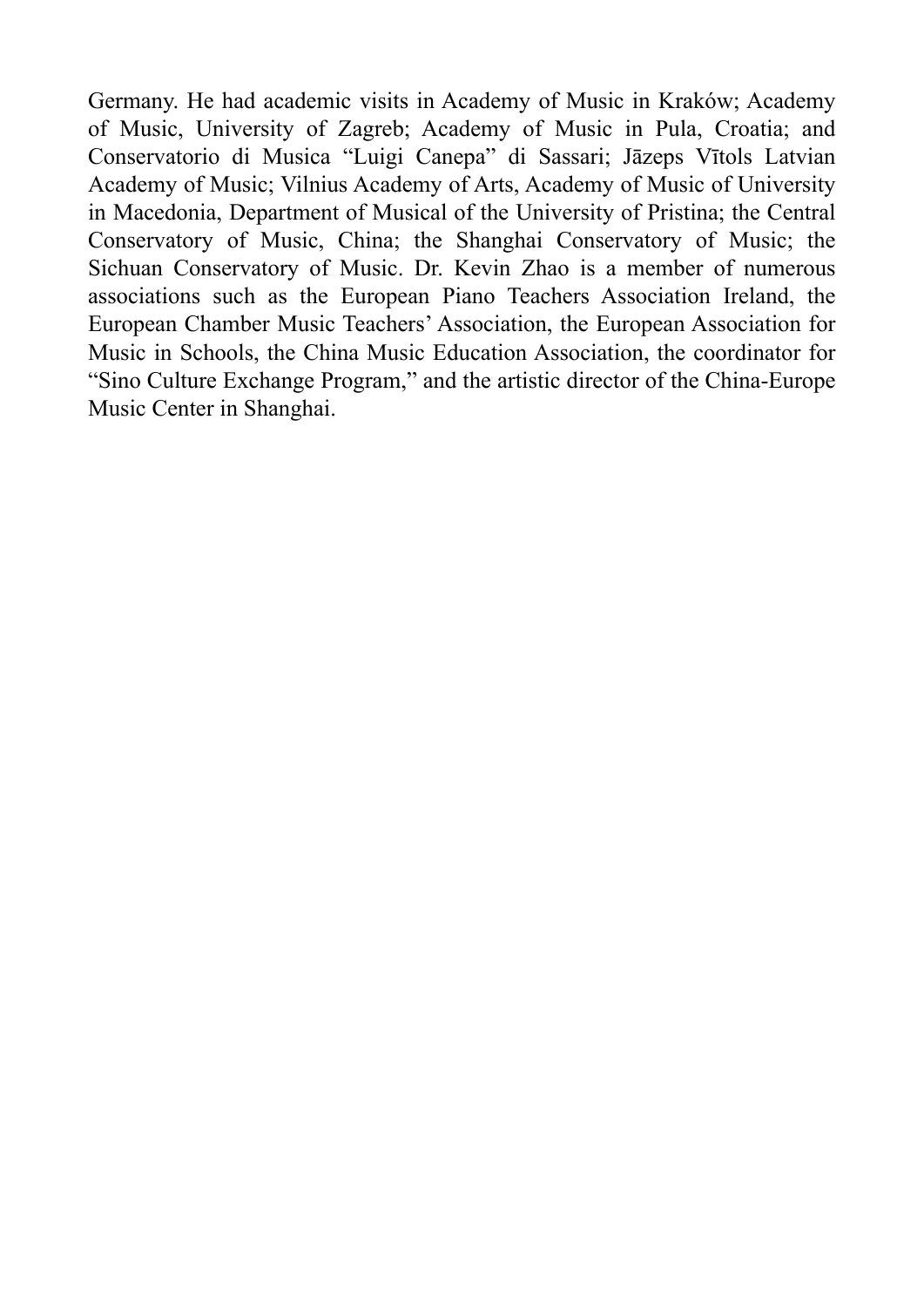Germany. He had academic visits in Academy of Music in Kraków; Academy of Music, University of Zagreb; Academy of Music in Pula, Croatia; and Conservatorio di Musica "Luigi Canepa" di Sassari; Jāzeps Vītols Latvian Academy of Music; Vilnius Academy of Arts, Academy of Music of University in Macedonia, Department of Musical of the University of Pristina; the Central Conservatory of Music, China; the Shanghai Conservatory of Music; the Sichuan Conservatory of Music. Dr. Kevin Zhao is a member of numerous associations such as the European Piano Teachers Association Ireland, the European Chamber Music Teachers' Association, the European Association for Music in Schools, the China Music Education Association, the coordinator for "Sino Culture Exchange Program," and the artistic director of the China-Europe Music Center in Shanghai.